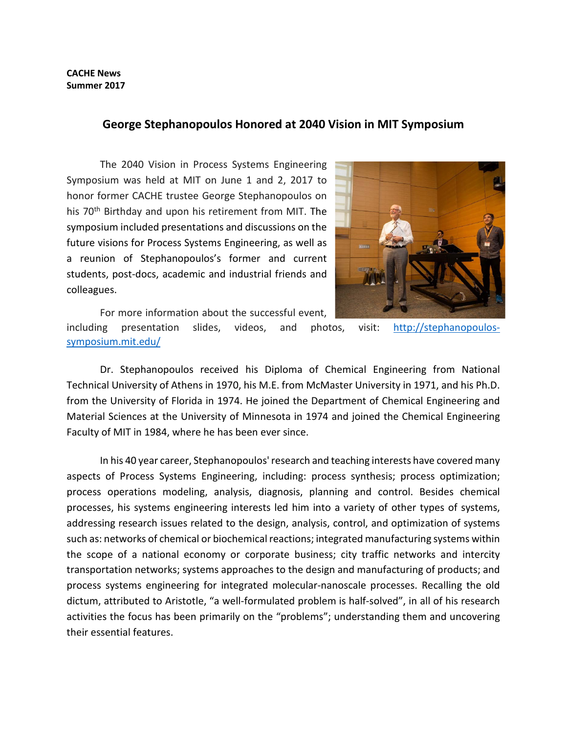**CACHE News**
**Summer 2017**

# George Stephanopoulos Honored at 2040 Vision in MIT Symposium

The 2040 Vision in Process Systems Engineering Symposium was held at MIT on June 1 and 2, 2017 to honor former CACHE trustee George Stephanopoulos on his 70th Birthday and upon his retirement from MIT. The symposium included presentations and discussions on the future visions for Process Systems Engineering, as well as a reunion of Stephanopoulos's former and current students, post-docs, academic and industrial friends and colleagues.

For more information about the successful event, including presentation slides, videos, and photos, visit: [http://stephanopoulos-symposium.mit.edu/](http://stephanopoulos-symposium.mit.edu/)

Dr. Stephanopoulos received his Diploma of Chemical Engineering from National Technical University of Athens in 1970, his M.E. from McMaster University in 1971, and his Ph.D. from the University of Florida in 1974. He joined the Department of Chemical Engineering and Material Sciences at the University of Minnesota in 1974 and joined the Chemical Engineering Faculty of MIT in 1984, where he has been ever since.

In his 40 year career, Stephanopoulos' research and teaching interests have covered many aspects of Process Systems Engineering, including: process synthesis; process optimization; process operations modeling, analysis, diagnosis, planning and control. Besides chemical processes, his systems engineering interests led him into a variety of other types of systems, addressing research issues related to the design, analysis, control, and optimization of systems such as: networks of chemical or biochemical reactions; integrated manufacturing systems within the scope of a national economy or corporate business; city traffic networks and intercity transportation networks; systems approaches to the design and manufacturing of products; and process systems engineering for integrated molecular-nanoscale processes. Recalling the old dictum, attributed to Aristotle, "a well-formulated problem is half-solved", in all of his research activities the focus has been primarily on the "problems"; understanding them and uncovering their essential features.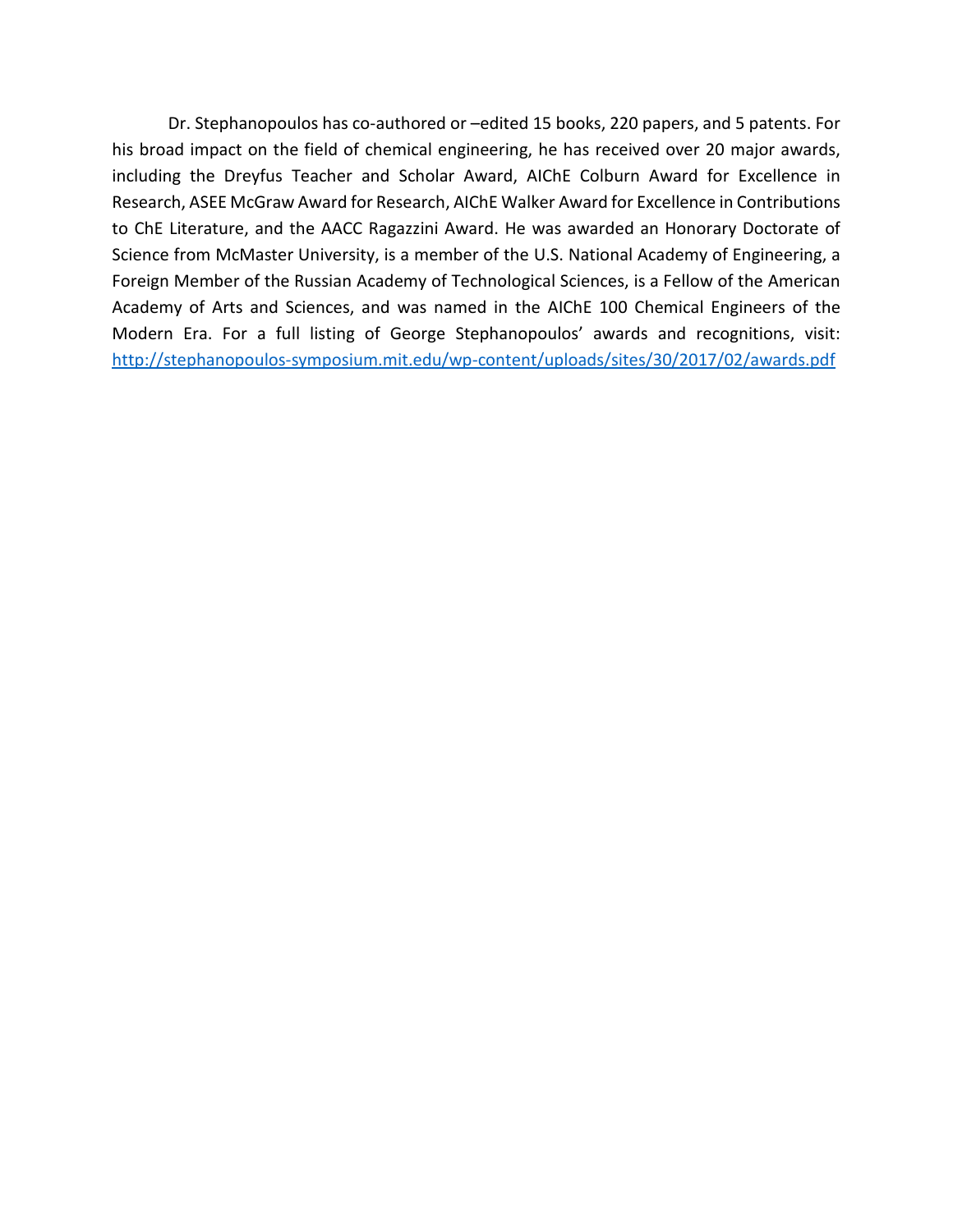Dr. Stephanopoulos has co-authored or –edited 15 books, 220 papers, and 5 patents. For his broad impact on the field of chemical engineering, he has received over 20 major awards, including the Dreyfus Teacher and Scholar Award, AIChE Colburn Award for Excellence in Research, ASEE McGraw Award for Research, AIChE Walker Award for Excellence in Contributions to ChE Literature, and the AACC Ragazzini Award. He was awarded an Honorary Doctorate of Science from McMaster University, is a member of the U.S. National Academy of Engineering, a Foreign Member of the Russian Academy of Technological Sciences, is a Fellow of the American Academy of Arts and Sciences, and was named in the AIChE 100 Chemical Engineers of the Modern Era. For a full listing of George Stephanopoulos' awards and recognitions, visit: http://stephanopoulos-symposium.mit.edu/wp-content/uploads/sites/30/2017/02/awards.pdf